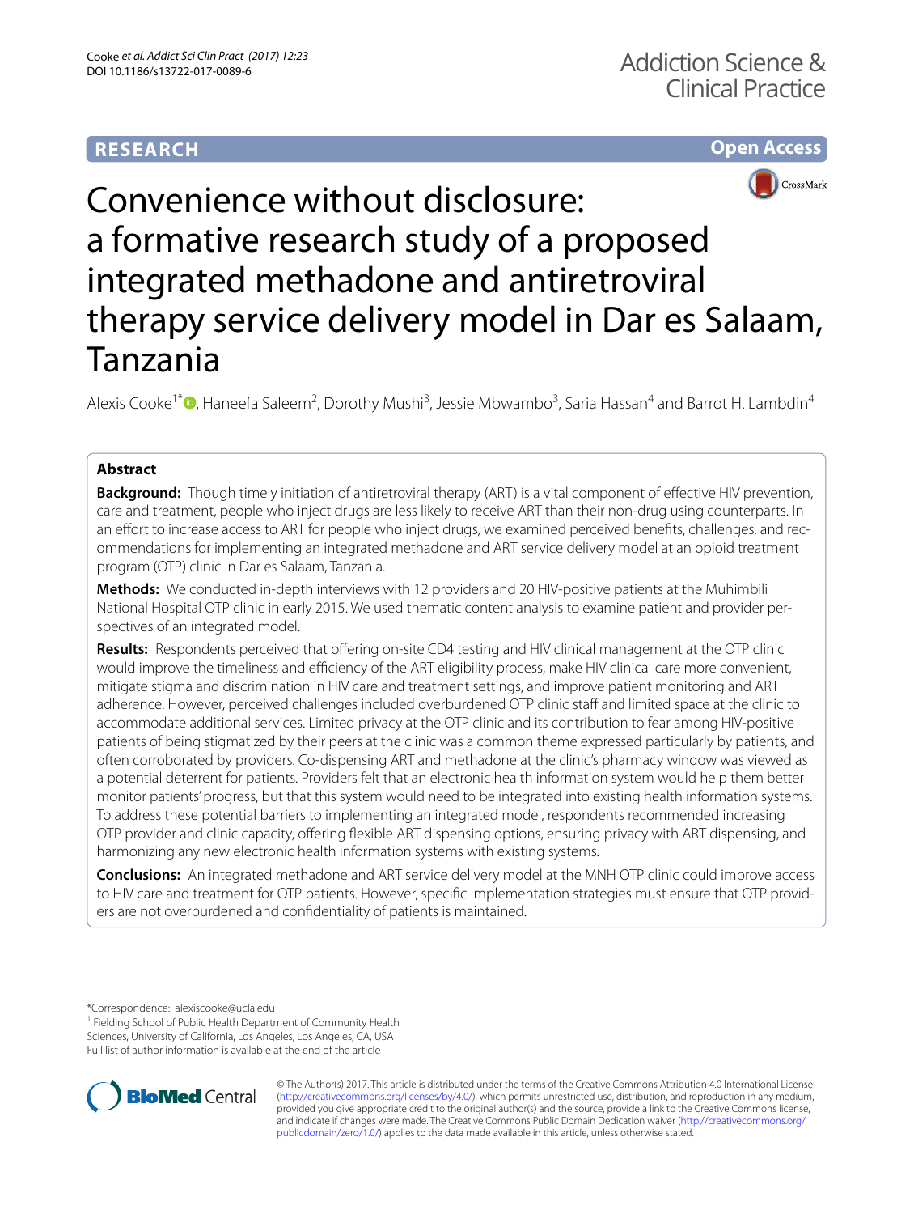RESEARCH

Open Access

# Convenience without disclosure: a formative research study of a proposed integrated methadone and antiretroviral therapy service delivery model in Dar es Salaam, Tanzania

Alexis Cooke[1*], Haneefa Saleem[2], Dorothy Mushi[3], Jessie Mbwambo[3], Saria Hassan[4] and Barrot H. Lambdin[4]

## Abstract

**Background:** Though timely initiation of antiretroviral therapy (ART) is a vital component of effective HIV prevention, care and treatment, people who inject drugs are less likely to receive ART than their non-drug using counterparts. In an effort to increase access to ART for people who inject drugs, we examined perceived benefits, challenges, and recommendations for implementing an integrated methadone and ART service delivery model at an opioid treatment program (OTP) clinic in Dar es Salaam, Tanzania.

**Methods:** We conducted in-depth interviews with 12 providers and 20 HIV-positive patients at the Muhimbili National Hospital OTP clinic in early 2015. We used thematic content analysis to examine patient and provider perspectives of an integrated model.

**Results:** Respondents perceived that offering on-site CD4 testing and HIV clinical management at the OTP clinic would improve the timeliness and efficiency of the ART eligibility process, make HIV clinical care more convenient, mitigate stigma and discrimination in HIV care and treatment settings, and improve patient monitoring and ART adherence. However, perceived challenges included overburdened OTP clinic staff and limited space at the clinic to accommodate additional services. Limited privacy at the OTP clinic and its contribution to fear among HIV-positive patients of being stigmatized by their peers at the clinic was a common theme expressed particularly by patients, and often corroborated by providers. Co-dispensing ART and methadone at the clinic's pharmacy window was viewed as a potential deterrent for patients. Providers felt that an electronic health information system would help them better monitor patients' progress, but that this system would need to be integrated into existing health information systems. To address these potential barriers to implementing an integrated model, respondents recommended increasing OTP provider and clinic capacity, offering flexible ART dispensing options, ensuring privacy with ART dispensing, and harmonizing any new electronic health information systems with existing systems.

**Conclusions:** An integrated methadone and ART service delivery model at the MNH OTP clinic could improve access to HIV care and treatment for OTP patients. However, specific implementation strategies must ensure that OTP providers are not overburdened and confidentiality of patients is maintained.

*Correspondence: alexiscooke@ucla.edu

[1] Fielding School of Public Health Department of Community Health Sciences, University of California, Los Angeles, Los Angeles, CA, USA

Full list of author information is available at the end of the article

© The Author(s) 2017. This article is distributed under the terms of the Creative Commons Attribution 4.0 International License (http://creativecommons.org/licenses/by/4.0/), which permits unrestricted use, distribution, and reproduction in any medium, provided you give appropriate credit to the original author(s) and the source, provide a link to the Creative Commons license, and indicate if changes were made. The Creative Commons Public Domain Dedication waiver (http://creativecommons.org/publicdomain/zero/1.0/) applies to the data made available in this article, unless otherwise stated.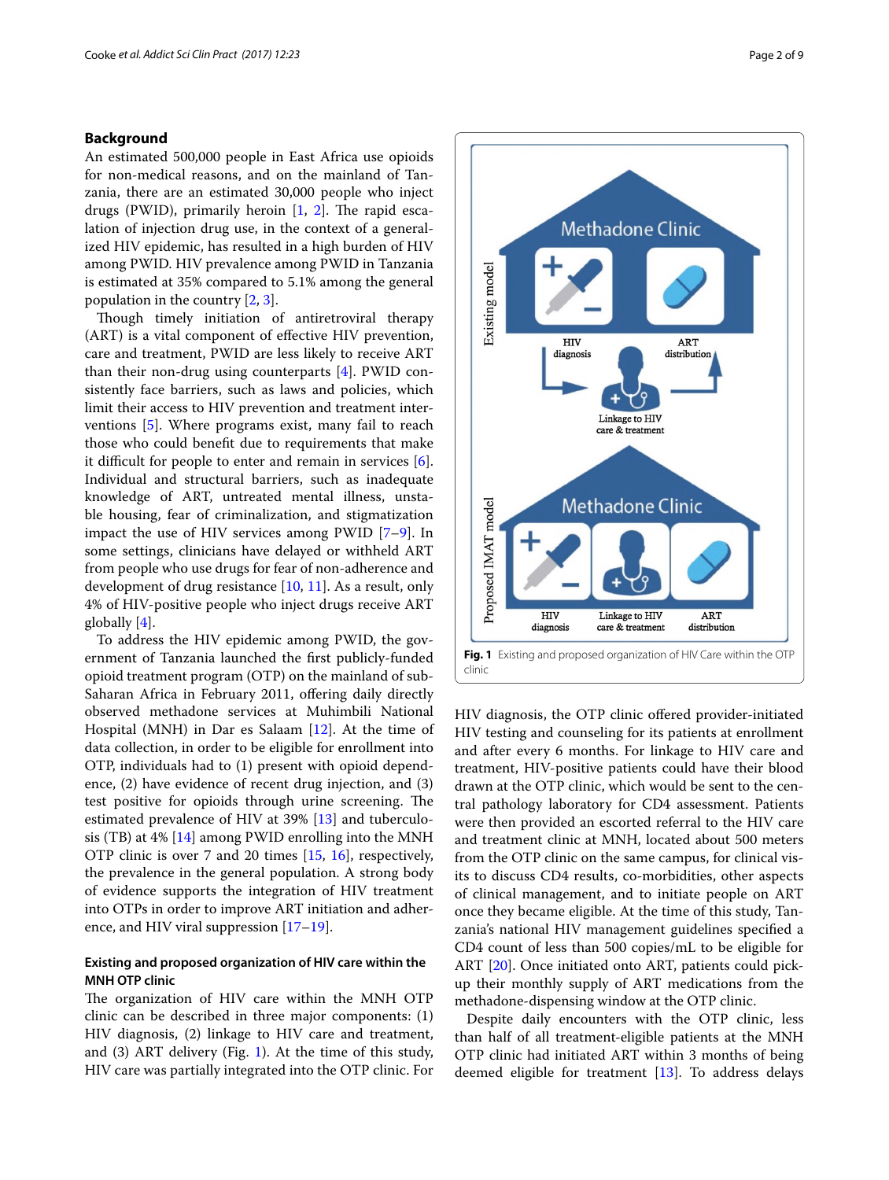## Background

An estimated 500,000 people in East Africa use opioids for non-medical reasons, and on the mainland of Tanzania, there are an estimated 30,000 people who inject drugs (PWID), primarily heroin [1, 2]. The rapid escalation of injection drug use, in the context of a generalized HIV epidemic, has resulted in a high burden of HIV among PWID. HIV prevalence among PWID in Tanzania is estimated at 35% compared to 5.1% among the general population in the country [2, 3].

Though timely initiation of antiretroviral therapy (ART) is a vital component of effective HIV prevention, care and treatment, PWID are less likely to receive ART than their non-drug using counterparts [4]. PWID consistently face barriers, such as laws and policies, which limit their access to HIV prevention and treatment interventions [5]. Where programs exist, many fail to reach those who could benefit due to requirements that make it difficult for people to enter and remain in services [6]. Individual and structural barriers, such as inadequate knowledge of ART, untreated mental illness, unstable housing, fear of criminalization, and stigmatization impact the use of HIV services among PWID [7–9]. In some settings, clinicians have delayed or withheld ART from people who use drugs for fear of non-adherence and development of drug resistance [10, 11]. As a result, only 4% of HIV-positive people who inject drugs receive ART globally [4].

To address the HIV epidemic among PWID, the government of Tanzania launched the first publicly-funded opioid treatment program (OTP) on the mainland of sub-Saharan Africa in February 2011, offering daily directly observed methadone services at Muhimbili National Hospital (MNH) in Dar es Salaam [12]. At the time of data collection, in order to be eligible for enrollment into OTP, individuals had to (1) present with opioid dependence, (2) have evidence of recent drug injection, and (3) test positive for opioids through urine screening. The estimated prevalence of HIV at 39% [13] and tuberculosis (TB) at 4% [14] among PWID enrolling into the MNH OTP clinic is over 7 and 20 times [15, 16], respectively, the prevalence in the general population. A strong body of evidence supports the integration of HIV treatment into OTPs in order to improve ART initiation and adherence, and HIV viral suppression [17–19].

### Existing and proposed organization of HIV care within the MNH OTP clinic

The organization of HIV care within the MNH OTP clinic can be described in three major components: (1) HIV diagnosis, (2) linkage to HIV care and treatment, and (3) ART delivery (Fig. 1). At the time of this study, HIV care was partially integrated into the OTP clinic. For HIV diagnosis, the OTP clinic offered provider-initiated HIV testing and counseling for its patients at enrollment and after every 6 months. For linkage to HIV care and treatment, HIV-positive patients could have their blood drawn at the OTP clinic, which would be sent to the central pathology laboratory for CD4 assessment. Patients were then provided an escorted referral to the HIV care and treatment clinic at MNH, located about 500 meters from the OTP clinic on the same campus, for clinical visits to discuss CD4 results, co-morbidities, other aspects of clinical management, and to initiate people on ART once they became eligible. At the time of this study, Tanzania's national HIV management guidelines specified a CD4 count of less than 500 copies/mL to be eligible for ART [20]. Once initiated onto ART, patients could pick-up their monthly supply of ART medications from the methadone-dispensing window at the OTP clinic.

Fig. 1 Existing and proposed organization of HIV Care within the OTP clinic

Despite daily encounters with the OTP clinic, less than half of all treatment-eligible patients at the MNH OTP clinic had initiated ART within 3 months of being deemed eligible for treatment [13]. To address delays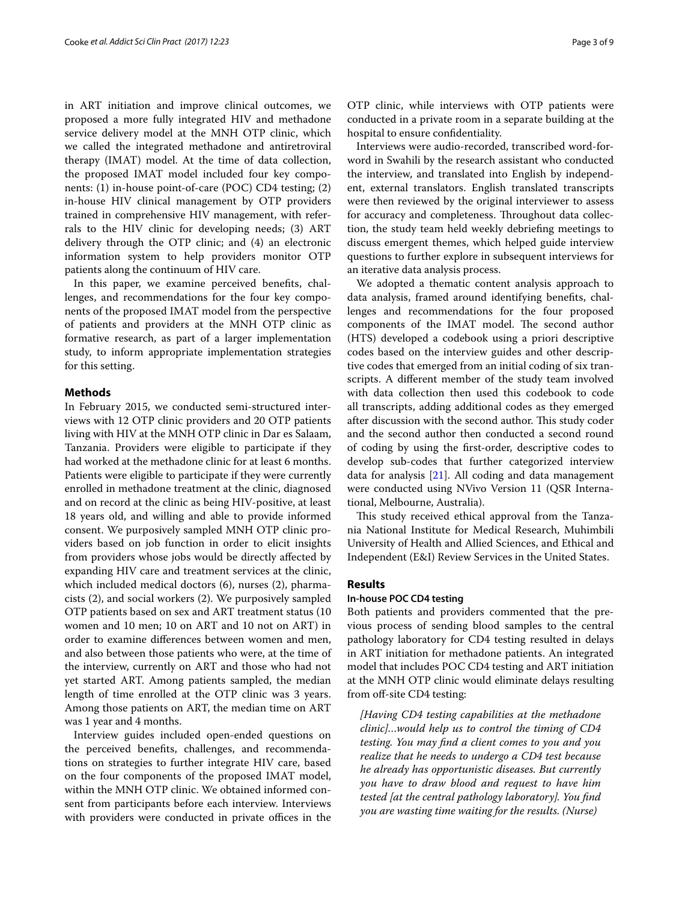in ART initiation and improve clinical outcomes, we proposed a more fully integrated HIV and methadone service delivery model at the MNH OTP clinic, which we called the integrated methadone and antiretroviral therapy (IMAT) model. At the time of data collection, the proposed IMAT model included four key components: (1) in-house point-of-care (POC) CD4 testing; (2) in-house HIV clinical management by OTP providers trained in comprehensive HIV management, with referrals to the HIV clinic for developing needs; (3) ART delivery through the OTP clinic; and (4) an electronic information system to help providers monitor OTP patients along the continuum of HIV care.

In this paper, we examine perceived benefits, challenges, and recommendations for the four key components of the proposed IMAT model from the perspective of patients and providers at the MNH OTP clinic as formative research, as part of a larger implementation study, to inform appropriate implementation strategies for this setting.

## Methods

In February 2015, we conducted semi-structured interviews with 12 OTP clinic providers and 20 OTP patients living with HIV at the MNH OTP clinic in Dar es Salaam, Tanzania. Providers were eligible to participate if they had worked at the methadone clinic for at least 6 months. Patients were eligible to participate if they were currently enrolled in methadone treatment at the clinic, diagnosed and on record at the clinic as being HIV-positive, at least 18 years old, and willing and able to provide informed consent. We purposively sampled MNH OTP clinic providers based on job function in order to elicit insights from providers whose jobs would be directly affected by expanding HIV care and treatment services at the clinic, which included medical doctors (6), nurses (2), pharmacists (2), and social workers (2). We purposively sampled OTP patients based on sex and ART treatment status (10 women and 10 men; 10 on ART and 10 not on ART) in order to examine differences between women and men, and also between those patients who were, at the time of the interview, currently on ART and those who had not yet started ART. Among patients sampled, the median length of time enrolled at the OTP clinic was 3 years. Among those patients on ART, the median time on ART was 1 year and 4 months.

Interview guides included open-ended questions on the perceived benefits, challenges, and recommendations on strategies to further integrate HIV care, based on the four components of the proposed IMAT model, within the MNH OTP clinic. We obtained informed consent from participants before each interview. Interviews with providers were conducted in private offices in the OTP clinic, while interviews with OTP patients were conducted in a private room in a separate building at the hospital to ensure confidentiality.

Interviews were audio-recorded, transcribed word-for-word in Swahili by the research assistant who conducted the interview, and translated into English by independent, external translators. English translated transcripts were then reviewed by the original interviewer to assess for accuracy and completeness. Throughout data collection, the study team held weekly debriefing meetings to discuss emergent themes, which helped guide interview questions to further explore in subsequent interviews for an iterative data analysis process.

We adopted a thematic content analysis approach to data analysis, framed around identifying benefits, challenges and recommendations for the four proposed components of the IMAT model. The second author (HTS) developed a codebook using a priori descriptive codes based on the interview guides and other descriptive codes that emerged from an initial coding of six transcripts. A different member of the study team involved with data collection then used this codebook to code all transcripts, adding additional codes as they emerged after discussion with the second author. This study coder and the second author then conducted a second round of coding by using the first-order, descriptive codes to develop sub-codes that further categorized interview data for analysis [21]. All coding and data management were conducted using NVivo Version 11 (QSR International, Melbourne, Australia).

This study received ethical approval from the Tanzania National Institute for Medical Research, Muhimbili University of Health and Allied Sciences, and Ethical and Independent (E&I) Review Services in the United States.

## Results

### In-house POC CD4 testing

Both patients and providers commented that the previous process of sending blood samples to the central pathology laboratory for CD4 testing resulted in delays in ART initiation for methadone patients. An integrated model that includes POC CD4 testing and ART initiation at the MNH OTP clinic would eliminate delays resulting from off-site CD4 testing:

> *[Having CD4 testing capabilities at the methadone clinic]…would help us to control the timing of CD4 testing. You may find a client comes to you and you realize that he needs to undergo a CD4 test because he already has opportunistic diseases. But currently you have to draw blood and request to have him tested [at the central pathology laboratory]. You find you are wasting time waiting for the results. (Nurse)*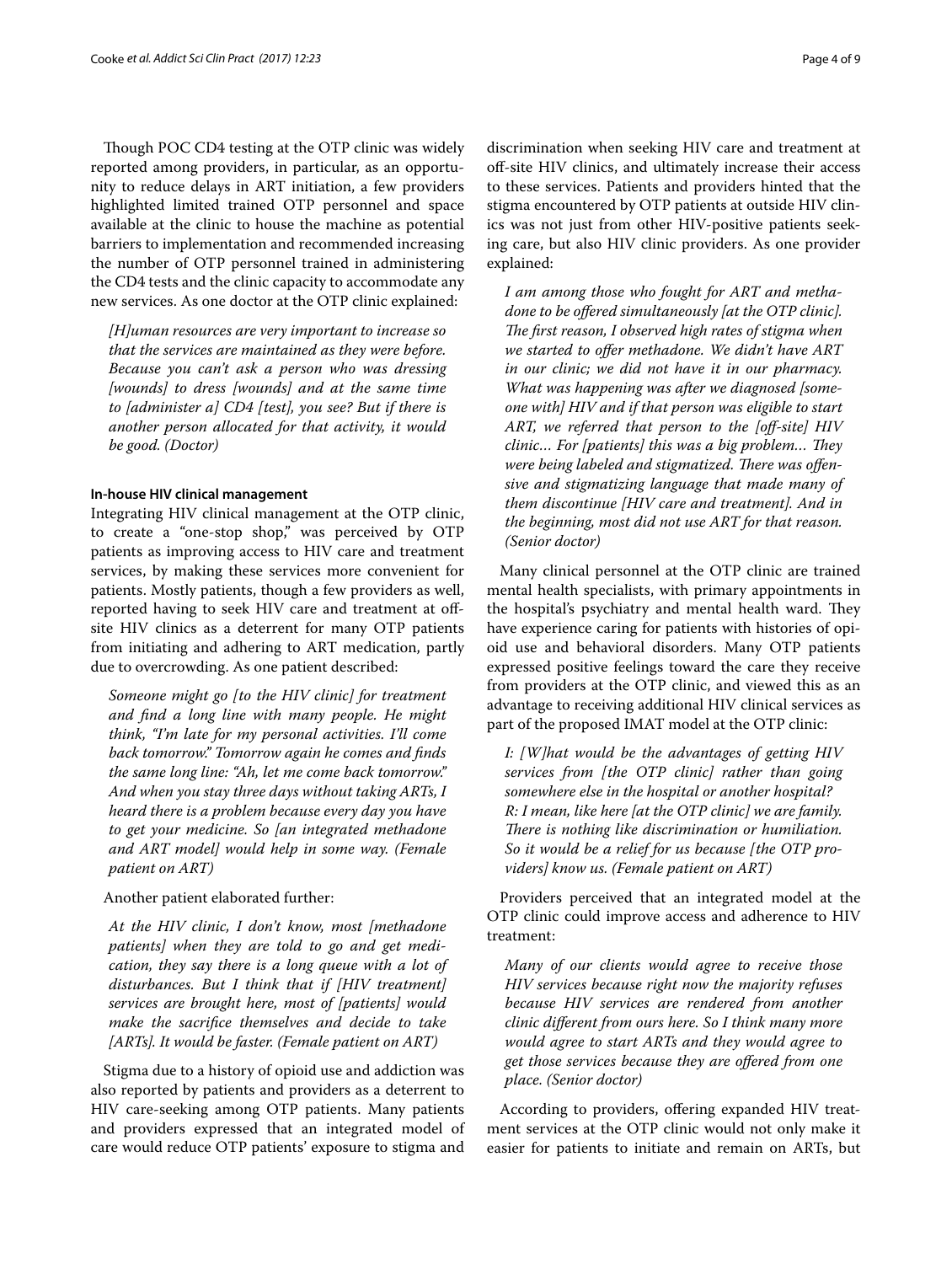Though POC CD4 testing at the OTP clinic was widely reported among providers, in particular, as an opportunity to reduce delays in ART initiation, a few providers highlighted limited trained OTP personnel and space available at the clinic to house the machine as potential barriers to implementation and recommended increasing the number of OTP personnel trained in administering the CD4 tests and the clinic capacity to accommodate any new services. As one doctor at the OTP clinic explained:

> *[H]uman resources are very important to increase so that the services are maintained as they were before. Because you can't ask a person who was dressing [wounds] to dress [wounds] and at the same time to [administer a] CD4 [test], you see? But if there is another person allocated for that activity, it would be good. (Doctor)*

#### In-house HIV clinical management

Integrating HIV clinical management at the OTP clinic, to create a "one-stop shop," was perceived by OTP patients as improving access to HIV care and treatment services, by making these services more convenient for patients. Mostly patients, though a few providers as well, reported having to seek HIV care and treatment at off-site HIV clinics as a deterrent for many OTP patients from initiating and adhering to ART medication, partly due to overcrowding. As one patient described:

> *Someone might go [to the HIV clinic] for treatment and find a long line with many people. He might think, "I'm late for my personal activities. I'll come back tomorrow." Tomorrow again he comes and finds the same long line: "Ah, let me come back tomorrow." And when you stay three days without taking ARTs, I heard there is a problem because every day you have to get your medicine. So [an integrated methadone and ART model] would help in some way. (Female patient on ART)*

Another patient elaborated further:

> *At the HIV clinic, I don't know, most [methadone patients] when they are told to go and get medication, they say there is a long queue with a lot of disturbances. But I think that if [HIV treatment] services are brought here, most of [patients] would make the sacrifice themselves and decide to take [ARTs]. It would be faster. (Female patient on ART)*

Stigma due to a history of opioid use and addiction was also reported by patients and providers as a deterrent to HIV care-seeking among OTP patients. Many patients and providers expressed that an integrated model of care would reduce OTP patients' exposure to stigma and discrimination when seeking HIV care and treatment at off-site HIV clinics, and ultimately increase their access to these services. Patients and providers hinted that the stigma encountered by OTP patients at outside HIV clinics was not just from other HIV-positive patients seeking care, but also HIV clinic providers. As one provider explained:

> *I am among those who fought for ART and methadone to be offered simultaneously [at the OTP clinic]. The first reason, I observed high rates of stigma when we started to offer methadone. We didn't have ART in our clinic; we did not have it in our pharmacy. What was happening was after we diagnosed [someone with] HIV and if that person was eligible to start ART, we referred that person to the [off-site] HIV clinic… For [patients] this was a big problem… They were being labeled and stigmatized. There was offensive and stigmatizing language that made many of them discontinue [HIV care and treatment]. And in the beginning, most did not use ART for that reason. (Senior doctor)*

Many clinical personnel at the OTP clinic are trained mental health specialists, with primary appointments in the hospital's psychiatry and mental health ward. They have experience caring for patients with histories of opioid use and behavioral disorders. Many OTP patients expressed positive feelings toward the care they receive from providers at the OTP clinic, and viewed this as an advantage to receiving additional HIV clinical services as part of the proposed IMAT model at the OTP clinic:

> *I: [W]hat would be the advantages of getting HIV services from [the OTP clinic] rather than going somewhere else in the hospital or another hospital?*
> *R: I mean, like here [at the OTP clinic] we are family. There is nothing like discrimination or humiliation. So it would be a relief for us because [the OTP providers] know us. (Female patient on ART)*

Providers perceived that an integrated model at the OTP clinic could improve access and adherence to HIV treatment:

> *Many of our clients would agree to receive those HIV services because right now the majority refuses because HIV services are rendered from another clinic different from ours here. So I think many more would agree to start ARTs and they would agree to get those services because they are offered from one place. (Senior doctor)*

According to providers, offering expanded HIV treatment services at the OTP clinic would not only make it easier for patients to initiate and remain on ARTs, but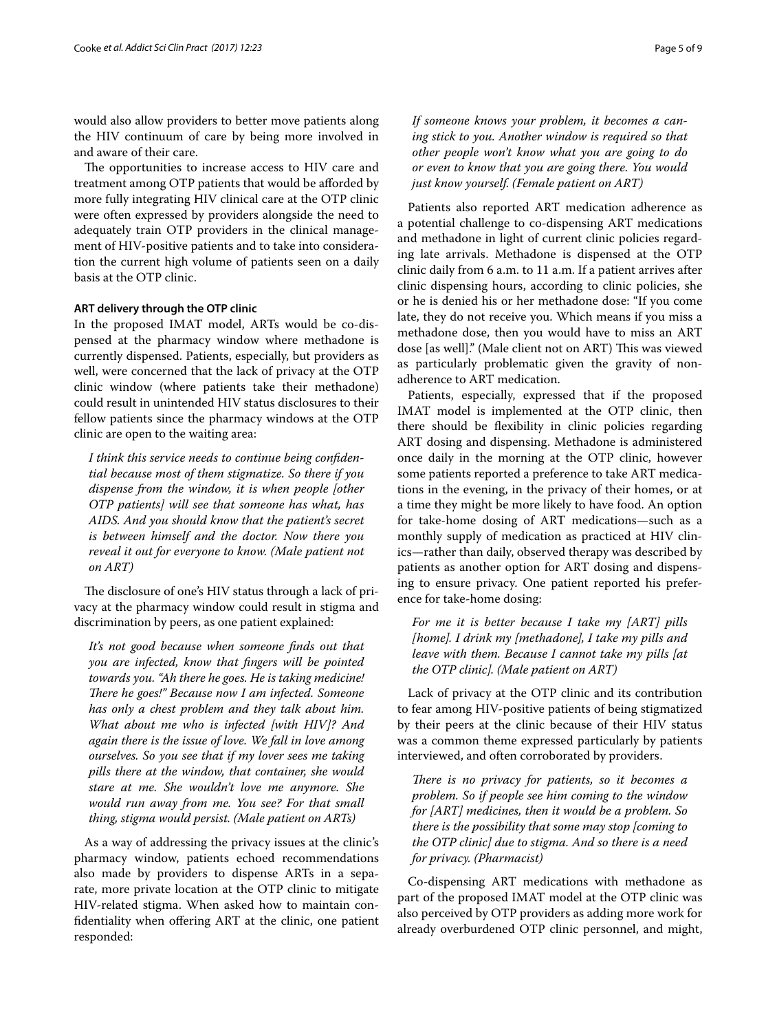would also allow providers to better move patients along the HIV continuum of care by being more involved in and aware of their care.

The opportunities to increase access to HIV care and treatment among OTP patients that would be afforded by more fully integrating HIV clinical care at the OTP clinic were often expressed by providers alongside the need to adequately train OTP providers in the clinical management of HIV-positive patients and to take into consideration the current high volume of patients seen on a daily basis at the OTP clinic.

#### ART delivery through the OTP clinic

In the proposed IMAT model, ARTs would be co-dispensed at the pharmacy window where methadone is currently dispensed. Patients, especially, but providers as well, were concerned that the lack of privacy at the OTP clinic window (where patients take their methadone) could result in unintended HIV status disclosures to their fellow patients since the pharmacy windows at the OTP clinic are open to the waiting area:

> *I think this service needs to continue being confidential because most of them stigmatize. So there if you dispense from the window, it is when people [other OTP patients] will see that someone has what, has AIDS. And you should know that the patient's secret is between himself and the doctor. Now there you reveal it out for everyone to know. (Male patient not on ART)*

The disclosure of one's HIV status through a lack of privacy at the pharmacy window could result in stigma and discrimination by peers, as one patient explained:

> *It's not good because when someone finds out that you are infected, know that fingers will be pointed towards you. "Ah there he goes. He is taking medicine! There he goes!" Because now I am infected. Someone has only a chest problem and they talk about him. What about me who is infected [with HIV]? And again there is the issue of love. We fall in love among ourselves. So you see that if my lover sees me taking pills there at the window, that container, she would stare at me. She wouldn't love me anymore. She would run away from me. You see? For that small thing, stigma would persist. (Male patient on ARTs)*

As a way of addressing the privacy issues at the clinic's pharmacy window, patients echoed recommendations also made by providers to dispense ARTs in a separate, more private location at the OTP clinic to mitigate HIV-related stigma. When asked how to maintain confidentiality when offering ART at the clinic, one patient responded:

> *If someone knows your problem, it becomes a caning stick to you. Another window is required so that other people won't know what you are going to do or even to know that you are going there. You would just know yourself. (Female patient on ART)*

Patients also reported ART medication adherence as a potential challenge to co-dispensing ART medications and methadone in light of current clinic policies regarding late arrivals. Methadone is dispensed at the OTP clinic daily from 6 a.m. to 11 a.m. If a patient arrives after clinic dispensing hours, according to clinic policies, she or he is denied his or her methadone dose: "If you come late, they do not receive you. Which means if you miss a methadone dose, then you would have to miss an ART dose [as well]." (Male client not on ART) This was viewed as particularly problematic given the gravity of non-adherence to ART medication.

Patients, especially, expressed that if the proposed IMAT model is implemented at the OTP clinic, then there should be flexibility in clinic policies regarding ART dosing and dispensing. Methadone is administered once daily in the morning at the OTP clinic, however some patients reported a preference to take ART medications in the evening, in the privacy of their homes, or at a time they might be more likely to have food. An option for take-home dosing of ART medications—such as a monthly supply of medication as practiced at HIV clinics—rather than daily, observed therapy was described by patients as another option for ART dosing and dispensing to ensure privacy. One patient reported his preference for take-home dosing:

> *For me it is better because I take my [ART] pills [home]. I drink my [methadone], I take my pills and leave with them. Because I cannot take my pills [at the OTP clinic]. (Male patient on ART)*

Lack of privacy at the OTP clinic and its contribution to fear among HIV-positive patients of being stigmatized by their peers at the clinic because of their HIV status was a common theme expressed particularly by patients interviewed, and often corroborated by providers.

> *There is no privacy for patients, so it becomes a problem. So if people see him coming to the window for [ART] medicines, then it would be a problem. So there is the possibility that some may stop [coming to the OTP clinic] due to stigma. And so there is a need for privacy. (Pharmacist)*

Co-dispensing ART medications with methadone as part of the proposed IMAT model at the OTP clinic was also perceived by OTP providers as adding more work for already overburdened OTP clinic personnel, and might,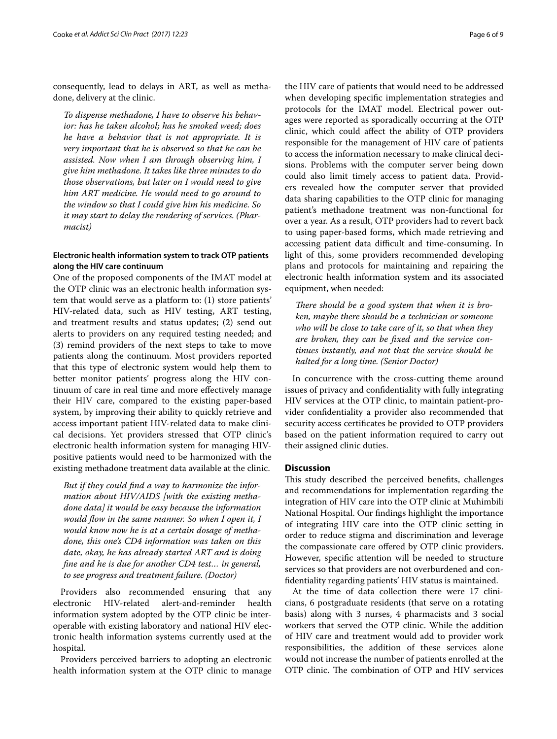consequently, lead to delays in ART, as well as methadone, delivery at the clinic.

> *To dispense methadone, I have to observe his behavior: has he taken alcohol; has he smoked weed; does he have a behavior that is not appropriate. It is very important that he is observed so that he can be assisted. Now when I am through observing him, I give him methadone. It takes like three minutes to do those observations, but later on I would need to give him ART medicine. He would need to go around to the window so that I could give him his medicine. So it may start to delay the rendering of services. (Pharmacist)*

### Electronic health information system to track OTP patients along the HIV care continuum

One of the proposed components of the IMAT model at the OTP clinic was an electronic health information system that would serve as a platform to: (1) store patients' HIV-related data, such as HIV testing, ART testing, and treatment results and status updates; (2) send out alerts to providers on any required testing needed; and (3) remind providers of the next steps to take to move patients along the continuum. Most providers reported that this type of electronic system would help them to better monitor patients' progress along the HIV continuum of care in real time and more effectively manage their HIV care, compared to the existing paper-based system, by improving their ability to quickly retrieve and access important patient HIV-related data to make clinical decisions. Yet providers stressed that OTP clinic's electronic health information system for managing HIV-positive patients would need to be harmonized with the existing methadone treatment data available at the clinic.

> *But if they could find a way to harmonize the information about HIV/AIDS [with the existing methadone data] it would be easy because the information would flow in the same manner. So when I open it, I would know now he is at a certain dosage of methadone, this one's CD4 information was taken on this date, okay, he has already started ART and is doing fine and he is due for another CD4 test… in general, to see progress and treatment failure. (Doctor)*

Providers also recommended ensuring that any electronic HIV-related alert-and-reminder health information system adopted by the OTP clinic be interoperable with existing laboratory and national HIV electronic health information systems currently used at the hospital.

Providers perceived barriers to adopting an electronic health information system at the OTP clinic to manage the HIV care of patients that would need to be addressed when developing specific implementation strategies and protocols for the IMAT model. Electrical power outages were reported as sporadically occurring at the OTP clinic, which could affect the ability of OTP providers responsible for the management of HIV care of patients to access the information necessary to make clinical decisions. Problems with the computer server being down could also limit timely access to patient data. Providers revealed how the computer server that provided data sharing capabilities to the OTP clinic for managing patient's methadone treatment was non-functional for over a year. As a result, OTP providers had to revert back to using paper-based forms, which made retrieving and accessing patient data difficult and time-consuming. In light of this, some providers recommended developing plans and protocols for maintaining and repairing the electronic health information system and its associated equipment, when needed:

> *There should be a good system that when it is broken, maybe there should be a technician or someone who will be close to take care of it, so that when they are broken, they can be fixed and the service continues instantly, and not that the service should be halted for a long time. (Senior Doctor)*

In concurrence with the cross-cutting theme around issues of privacy and confidentiality with fully integrating HIV services at the OTP clinic, to maintain patient-provider confidentiality a provider also recommended that security access certificates be provided to OTP providers based on the patient information required to carry out their assigned clinic duties.

## Discussion

This study described the perceived benefits, challenges and recommendations for implementation regarding the integration of HIV care into the OTP clinic at Muhimbili National Hospital. Our findings highlight the importance of integrating HIV care into the OTP clinic setting in order to reduce stigma and discrimination and leverage the compassionate care offered by OTP clinic providers. However, specific attention will be needed to structure services so that providers are not overburdened and confidentiality regarding patients' HIV status is maintained.

At the time of data collection there were 17 clinicians, 6 postgraduate residents (that serve on a rotating basis) along with 3 nurses, 4 pharmacists and 3 social workers that served the OTP clinic. While the addition of HIV care and treatment would add to provider work responsibilities, the addition of these services alone would not increase the number of patients enrolled at the OTP clinic. The combination of OTP and HIV services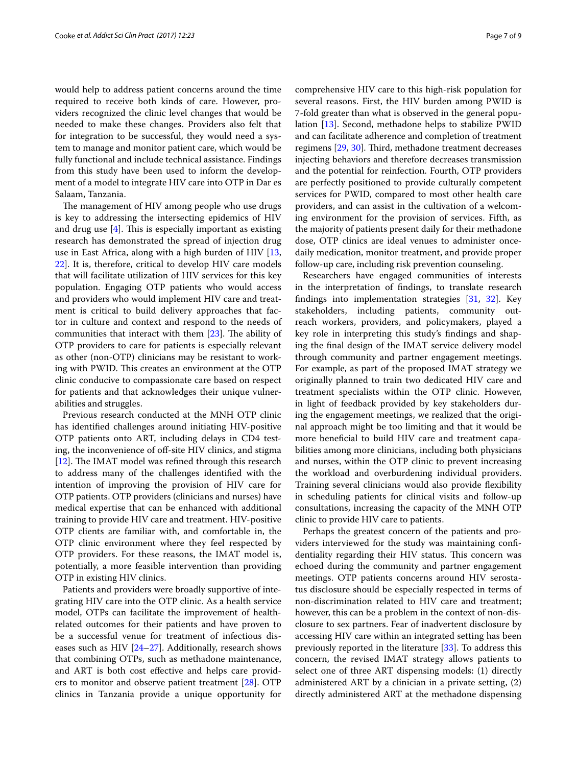would help to address patient concerns around the time required to receive both kinds of care. However, providers recognized the clinic level changes that would be needed to make these changes. Providers also felt that for integration to be successful, they would need a system to manage and monitor patient care, which would be fully functional and include technical assistance. Findings from this study have been used to inform the development of a model to integrate HIV care into OTP in Dar es Salaam, Tanzania.

The management of HIV among people who use drugs is key to addressing the intersecting epidemics of HIV and drug use [4]. This is especially important as existing research has demonstrated the spread of injection drug use in East Africa, along with a high burden of HIV [13, 22]. It is, therefore, critical to develop HIV care models that will facilitate utilization of HIV services for this key population. Engaging OTP patients who would access and providers who would implement HIV care and treatment is critical to build delivery approaches that factor in culture and context and respond to the needs of communities that interact with them [23]. The ability of OTP providers to care for patients is especially relevant as other (non-OTP) clinicians may be resistant to working with PWID. This creates an environment at the OTP clinic conducive to compassionate care based on respect for patients and that acknowledges their unique vulnerabilities and struggles.

Previous research conducted at the MNH OTP clinic has identified challenges around initiating HIV-positive OTP patients onto ART, including delays in CD4 testing, the inconvenience of off-site HIV clinics, and stigma [12]. The IMAT model was refined through this research to address many of the challenges identified with the intention of improving the provision of HIV care for OTP patients. OTP providers (clinicians and nurses) have medical expertise that can be enhanced with additional training to provide HIV care and treatment. HIV-positive OTP clients are familiar with, and comfortable in, the OTP clinic environment where they feel respected by OTP providers. For these reasons, the IMAT model is, potentially, a more feasible intervention than providing OTP in existing HIV clinics.

Patients and providers were broadly supportive of integrating HIV care into the OTP clinic. As a health service model, OTPs can facilitate the improvement of health-related outcomes for their patients and have proven to be a successful venue for treatment of infectious diseases such as HIV [24–27]. Additionally, research shows that combining OTPs, such as methadone maintenance, and ART is both cost effective and helps care providers to monitor and observe patient treatment [28]. OTP clinics in Tanzania provide a unique opportunity for comprehensive HIV care to this high-risk population for several reasons. First, the HIV burden among PWID is 7-fold greater than what is observed in the general population [13]. Second, methadone helps to stabilize PWID and can facilitate adherence and completion of treatment regimens [29, 30]. Third, methadone treatment decreases injecting behaviors and therefore decreases transmission and the potential for reinfection. Fourth, OTP providers are perfectly positioned to provide culturally competent services for PWID, compared to most other health care providers, and can assist in the cultivation of a welcoming environment for the provision of services. Fifth, as the majority of patients present daily for their methadone dose, OTP clinics are ideal venues to administer once-daily medication, monitor treatment, and provide proper follow-up care, including risk prevention counseling.

Researchers have engaged communities of interests in the interpretation of findings, to translate research findings into implementation strategies [31, 32]. Key stakeholders, including patients, community outreach workers, providers, and policymakers, played a key role in interpreting this study's findings and shaping the final design of the IMAT service delivery model through community and partner engagement meetings. For example, as part of the proposed IMAT strategy we originally planned to train two dedicated HIV care and treatment specialists within the OTP clinic. However, in light of feedback provided by key stakeholders during the engagement meetings, we realized that the original approach might be too limiting and that it would be more beneficial to build HIV care and treatment capabilities among more clinicians, including both physicians and nurses, within the OTP clinic to prevent increasing the workload and overburdening individual providers. Training several clinicians would also provide flexibility in scheduling patients for clinical visits and follow-up consultations, increasing the capacity of the MNH OTP clinic to provide HIV care to patients.

Perhaps the greatest concern of the patients and providers interviewed for the study was maintaining confidentiality regarding their HIV status. This concern was echoed during the community and partner engagement meetings. OTP patients concerns around HIV serostatus disclosure should be especially respected in terms of non-discrimination related to HIV care and treatment; however, this can be a problem in the context of non-disclosure to sex partners. Fear of inadvertent disclosure by accessing HIV care within an integrated setting has been previously reported in the literature [33]. To address this concern, the revised IMAT strategy allows patients to select one of three ART dispensing models: (1) directly administered ART by a clinician in a private setting, (2) directly administered ART at the methadone dispensing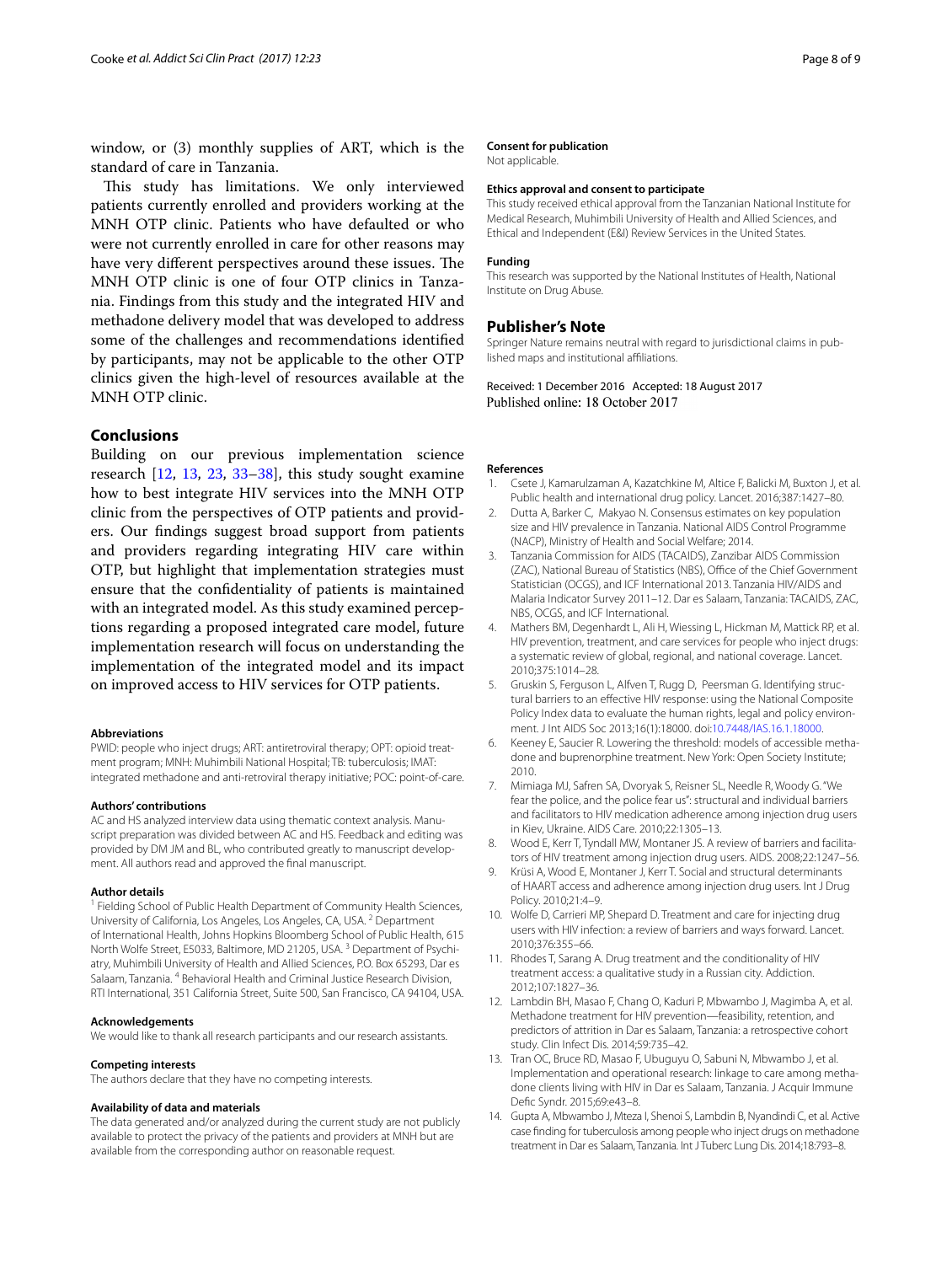window, or (3) monthly supplies of ART, which is the standard of care in Tanzania.

This study has limitations. We only interviewed patients currently enrolled and providers working at the MNH OTP clinic. Patients who have defaulted or who were not currently enrolled in care for other reasons may have very different perspectives around these issues. The MNH OTP clinic is one of four OTP clinics in Tanzania. Findings from this study and the integrated HIV and methadone delivery model that was developed to address some of the challenges and recommendations identified by participants, may not be applicable to the other OTP clinics given the high-level of resources available at the MNH OTP clinic.

## Conclusions

Building on our previous implementation science research [12, 13, 23, 33–38], this study sought examine how to best integrate HIV services into the MNH OTP clinic from the perspectives of OTP patients and providers. Our findings suggest broad support from patients and providers regarding integrating HIV care within OTP, but highlight that implementation strategies must ensure that the confidentiality of patients is maintained with an integrated model. As this study examined perceptions regarding a proposed integrated care model, future implementation research will focus on understanding the implementation of the integrated model and its impact on improved access to HIV services for OTP patients.

#### Abbreviations

PWID: people who inject drugs; ART: antiretroviral therapy; OPT: opioid treatment program; MNH: Muhimbili National Hospital; TB: tuberculosis; IMAT: integrated methadone and anti-retroviral therapy initiative; POC: point-of-care.

#### Authors' contributions

AC and HS analyzed interview data using thematic context analysis. Manuscript preparation was divided between AC and HS. Feedback and editing was provided by DM JM and BL, who contributed greatly to manuscript development. All authors read and approved the final manuscript.

#### Author details

[1] Fielding School of Public Health Department of Community Health Sciences, University of California, Los Angeles, Los Angeles, CA, USA. [2] Department of International Health, Johns Hopkins Bloomberg School of Public Health, 615 North Wolfe Street, E5033, Baltimore, MD 21205, USA. [3] Department of Psychiatry, Muhimbili University of Health and Allied Sciences, P.O. Box 65293, Dar es Salaam, Tanzania. [4] Behavioral Health and Criminal Justice Research Division, RTI International, 351 California Street, Suite 500, San Francisco, CA 94104, USA.

#### Acknowledgements

We would like to thank all research participants and our research assistants.

#### Competing interests

The authors declare that they have no competing interests.

#### Availability of data and materials

The data generated and/or analyzed during the current study are not publicly available to protect the privacy of the patients and providers at MNH but are available from the corresponding author on reasonable request.

#### Consent for publication

Not applicable.

#### Ethics approval and consent to participate

This study received ethical approval from the Tanzanian National Institute for Medical Research, Muhimbili University of Health and Allied Sciences, and Ethical and Independent (E&I) Review Services in the United States.

#### Funding

This research was supported by the National Institutes of Health, National Institute on Drug Abuse.

### Publisher's Note

Springer Nature remains neutral with regard to jurisdictional claims in published maps and institutional affiliations.

Received: 1 December 2016 Accepted: 18 August 2017
Published online: 18 October 2017

#### References

1. Csete J, Kamarulzaman A, Kazatchkine M, Altice F, Balicki M, Buxton J, et al. Public health and international drug policy. Lancet. 2016;387:1427–80.
2. Dutta A, Barker C, Makyao N. Consensus estimates on key population size and HIV prevalence in Tanzania. National AIDS Control Programme (NACP), Ministry of Health and Social Welfare; 2014.
3. Tanzania Commission for AIDS (TACAIDS), Zanzibar AIDS Commission (ZAC), National Bureau of Statistics (NBS), Office of the Chief Government Statistician (OCGS), and ICF International 2013. Tanzania HIV/AIDS and Malaria Indicator Survey 2011–12. Dar es Salaam, Tanzania: TACAIDS, ZAC, NBS, OCGS, and ICF International.
4. Mathers BM, Degenhardt L, Ali H, Wiessing L, Hickman M, Mattick RP, et al. HIV prevention, treatment, and care services for people who inject drugs: a systematic review of global, regional, and national coverage. Lancet. 2010;375:1014–28.
5. Gruskin S, Ferguson L, Alfven T, Rugg D, Peersman G. Identifying structural barriers to an effective HIV response: using the National Composite Policy Index data to evaluate the human rights, legal and policy environment. J Int AIDS Soc 2013;16(1):18000. doi:10.7448/IAS.16.1.18000.
6. Keeney E, Saucier R. Lowering the threshold: models of accessible methadone and buprenorphine treatment. New York: Open Society Institute; 2010.
7. Mimiaga MJ, Safren SA, Dvoryak S, Reisner SL, Needle R, Woody G. "We fear the police, and the police fear us": structural and individual barriers and facilitators to HIV medication adherence among injection drug users in Kiev, Ukraine. AIDS Care. 2010;22:1305–13.
8. Wood E, Kerr T, Tyndall MW, Montaner JS. A review of barriers and facilitators of HIV treatment among injection drug users. AIDS. 2008;22:1247–56.
9. Krüsi A, Wood E, Montaner J, Kerr T. Social and structural determinants of HAART access and adherence among injection drug users. Int J Drug Policy. 2010;21:4–9.
10. Wolfe D, Carrieri MP, Shepard D. Treatment and care for injecting drug users with HIV infection: a review of barriers and ways forward. Lancet. 2010;376:355–66.
11. Rhodes T, Sarang A. Drug treatment and the conditionality of HIV treatment access: a qualitative study in a Russian city. Addiction. 2012;107:1827–36.
12. Lambdin BH, Masao F, Chang O, Kaduri P, Mbwambo J, Magimba A, et al. Methadone treatment for HIV prevention—feasibility, retention, and predictors of attrition in Dar es Salaam, Tanzania: a retrospective cohort study. Clin Infect Dis. 2014;59:735–42.
13. Tran OC, Bruce RD, Masao F, Ubuguyu O, Sabuni N, Mbwambo J, et al. Implementation and operational research: linkage to care among methadone clients living with HIV in Dar es Salaam, Tanzania. J Acquir Immune Defic Syndr. 2015;69:e43–8.
14. Gupta A, Mbwambo J, Mteza I, Shenoi S, Lambdin B, Nyandindi C, et al. Active case finding for tuberculosis among people who inject drugs on methadone treatment in Dar es Salaam, Tanzania. Int J Tuberc Lung Dis. 2014;18:793–8.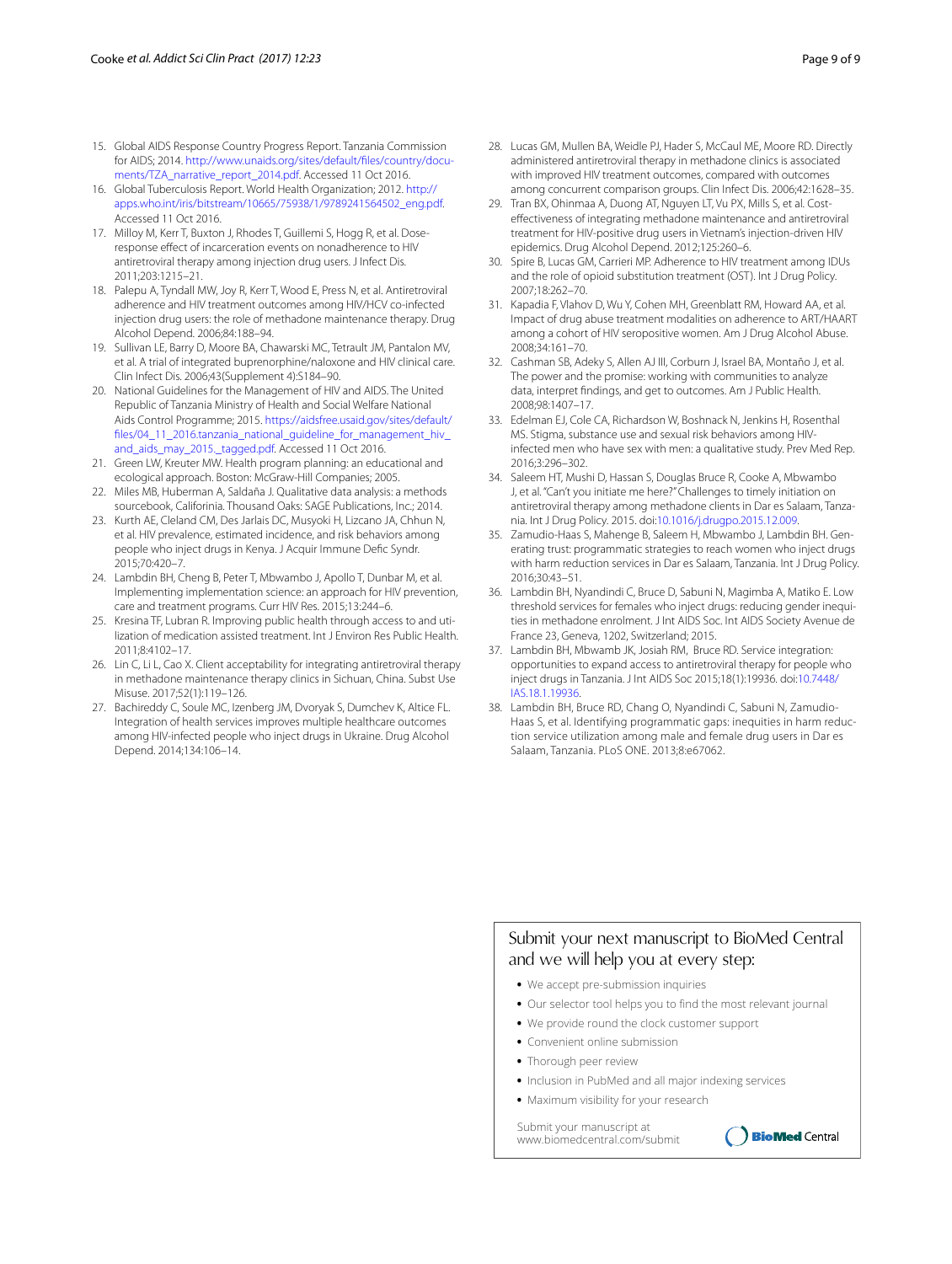15. Global AIDS Response Country Progress Report. Tanzania Commission for AIDS; 2014. http://www.unaids.org/sites/default/files/country/documents/TZA_narrative_report_2014.pdf. Accessed 11 Oct 2016.
16. Global Tuberculosis Report. World Health Organization; 2012. http://apps.who.int/iris/bitstream/10665/75938/1/9789241564502_eng.pdf. Accessed 11 Oct 2016.
17. Milloy M, Kerr T, Buxton J, Rhodes T, Guillemi S, Hogg R, et al. Dose-response effect of incarceration events on nonadherence to HIV antiretroviral therapy among injection drug users. J Infect Dis. 2011;203:1215–21.
18. Palepu A, Tyndall MW, Joy R, Kerr T, Wood E, Press N, et al. Antiretroviral adherence and HIV treatment outcomes among HIV/HCV co-infected injection drug users: the role of methadone maintenance therapy. Drug Alcohol Depend. 2006;84:188–94.
19. Sullivan LE, Barry D, Moore BA, Chawarski MC, Tetrault JM, Pantalon MV, et al. A trial of integrated buprenorphine/naloxone and HIV clinical care. Clin Infect Dis. 2006;43(Supplement 4):S184–90.
20. National Guidelines for the Management of HIV and AIDS. The United Republic of Tanzania Ministry of Health and Social Welfare National Aids Control Programme; 2015. https://aidsfree.usaid.gov/sites/default/files/04_11_2016.tanzania_national_guideline_for_management_hiv_and_aids_may_2015._tagged.pdf. Accessed 11 Oct 2016.
21. Green LW, Kreuter MW. Health program planning: an educational and ecological approach. Boston: McGraw-Hill Companies; 2005.
22. Miles MB, Huberman A, Saldaña J. Qualitative data analysis: a methods sourcebook, Califorinia. Thousand Oaks: SAGE Publications, Inc.; 2014.
23. Kurth AE, Cleland CM, Des Jarlais DC, Musyoki H, Lizcano JA, Chhun N, et al. HIV prevalence, estimated incidence, and risk behaviors among people who inject drugs in Kenya. J Acquir Immune Defic Syndr. 2015;70:420–7.
24. Lambdin BH, Cheng B, Peter T, Mbwambo J, Apollo T, Dunbar M, et al. Implementing implementation science: an approach for HIV prevention, care and treatment programs. Curr HIV Res. 2015;13:244–6.
25. Kresina TF, Lubran R. Improving public health through access to and utilization of medication assisted treatment. Int J Environ Res Public Health. 2011;8:4102–17.
26. Lin C, Li L, Cao X. Client acceptability for integrating antiretroviral therapy in methadone maintenance therapy clinics in Sichuan, China. Subst Use Misuse. 2017;52(1):119–126.
27. Bachireddy C, Soule MC, Izenberg JM, Dvoryak S, Dumchev K, Altice FL. Integration of health services improves multiple healthcare outcomes among HIV-infected people who inject drugs in Ukraine. Drug Alcohol Depend. 2014;134:106–14.
28. Lucas GM, Mullen BA, Weidle PJ, Hader S, McCaul ME, Moore RD. Directly administered antiretroviral therapy in methadone clinics is associated with improved HIV treatment outcomes, compared with outcomes among concurrent comparison groups. Clin Infect Dis. 2006;42:1628–35.
29. Tran BX, Ohinmaa A, Duong AT, Nguyen LT, Vu PX, Mills S, et al. Cost-effectiveness of integrating methadone maintenance and antiretroviral treatment for HIV-positive drug users in Vietnam's injection-driven HIV epidemics. Drug Alcohol Depend. 2012;125:260–6.
30. Spire B, Lucas GM, Carrieri MP. Adherence to HIV treatment among IDUs and the role of opioid substitution treatment (OST). Int J Drug Policy. 2007;18:262–70.
31. Kapadia F, Vlahov D, Wu Y, Cohen MH, Greenblatt RM, Howard AA, et al. Impact of drug abuse treatment modalities on adherence to ART/HAART among a cohort of HIV seropositive women. Am J Drug Alcohol Abuse. 2008;34:161–70.
32. Cashman SB, Adeky S, Allen AJ III, Corburn J, Israel BA, Montaño J, et al. The power and the promise: working with communities to analyze data, interpret findings, and get to outcomes. Am J Public Health. 2008;98:1407–17.
33. Edelman EJ, Cole CA, Richardson W, Boshnack N, Jenkins H, Rosenthal MS. Stigma, substance use and sexual risk behaviors among HIV-infected men who have sex with men: a qualitative study. Prev Med Rep. 2016;3:296–302.
34. Saleem HT, Mushi D, Hassan S, Douglas Bruce R, Cooke A, Mbwambo J, et al. "Can't you initiate me here?" Challenges to timely initiation on antiretroviral therapy among methadone clients in Dar es Salaam, Tanzania. Int J Drug Policy. 2015. doi:10.1016/j.drugpo.2015.12.009.
35. Zamudio-Haas S, Mahenge B, Saleem H, Mbwambo J, Lambdin BH. Generating trust: programmatic strategies to reach women who inject drugs with harm reduction services in Dar es Salaam, Tanzania. Int J Drug Policy. 2016;30:43–51.
36. Lambdin BH, Nyandindi C, Bruce D, Sabuni N, Magimba A, Matiko E. Low threshold services for females who inject drugs: reducing gender inequities in methadone enrolment. J Int AIDS Soc. Int AIDS Society Avenue de France 23, Geneva, 1202, Switzerland; 2015.
37. Lambdin BH, Mbwamb JK, Josiah RM, Bruce RD. Service integration: opportunities to expand access to antiretroviral therapy for people who inject drugs in Tanzania. J Int AIDS Soc 2015;18(1):19936. doi:10.7448/IAS.18.1.19936.
38. Lambdin BH, Bruce RD, Chang O, Nyandindi C, Sabuni N, Zamudio-Haas S, et al. Identifying programmatic gaps: inequities in harm reduction service utilization among male and female drug users in Dar es Salaam, Tanzania. PLoS ONE. 2013;8:e67062.

Submit your next manuscript to BioMed Central and we will help you at every step:

- We accept pre-submission inquiries
- Our selector tool helps you to find the most relevant journal
- We provide round the clock customer support
- Convenient online submission
- Thorough peer review
- Inclusion in PubMed and all major indexing services
- Maximum visibility for your research

Submit your manuscript at www.biomedcentral.com/submit

BioMed Central